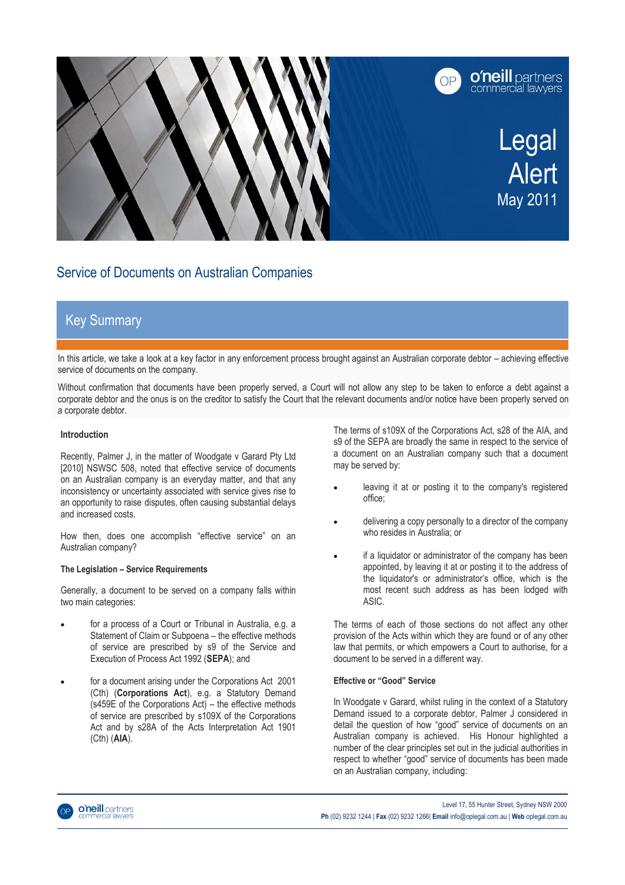# Legal Alert

May 2011

## Service of Documents on Australian Companies

### Key Summary

In this article, we take a look at a key factor in any enforcement process brought against an Australian corporate debtor – achieving effective service of documents on the company.

Without confirmation that documents have been properly served, a Court will not allow any step to be taken to enforce a debt against a corporate debtor and the onus is on the creditor to satisfy the Court that the relevant documents and/or notice have been properly served on a corporate debtor.

**Introduction**

Recently, Palmer J, in the matter of Woodgate v Garard Pty Ltd [2010] NSWSC 508, noted that effective service of documents on an Australian company is an everyday matter, and that any inconsistency or uncertainty associated with service gives rise to an opportunity to raise disputes, often causing substantial delays and increased costs.

How then, does one accomplish "effective service" on an Australian company?

**The Legislation – Service Requirements**

Generally, a document to be served on a company falls within two main categories:

- for a process of a Court or Tribunal in Australia, e.g. a Statement of Claim or Subpoena – the effective methods of service are prescribed by s9 of the Service and Execution of Process Act 1992 (**SEPA**); and
- for a document arising under the Corporations Act 2001 (Cth) (**Corporations Act**), e.g. a Statutory Demand (s459E of the Corporations Act) – the effective methods of service are prescribed by s109X of the Corporations Act and by s28A of the Acts Interpretation Act 1901 (Cth) (**AIA**).

The terms of s109X of the Corporations Act, s28 of the AIA, and s9 of the SEPA are broadly the same in respect to the service of a document on an Australian company such that a document may be served by:

- leaving it at or posting it to the company's registered office;
- delivering a copy personally to a director of the company who resides in Australia; or
- if a liquidator or administrator of the company has been appointed, by leaving it at or posting it to the address of the liquidator's or administrator's office, which is the most recent such address as has been lodged with ASIC.

The terms of each of those sections do not affect any other provision of the Acts within which they are found or of any other law that permits, or which empowers a Court to authorise, for a document to be served in a different way.

**Effective or "Good" Service**

In Woodgate v Garard, whilst ruling in the context of a Statutory Demand issued to a corporate debtor, Palmer J considered in detail the question of how "good" service of documents on an Australian company is achieved. His Honour highlighted a number of the clear principles set out in the judicial authorities in respect to whether "good" service of documents has been made on an Australian company, including: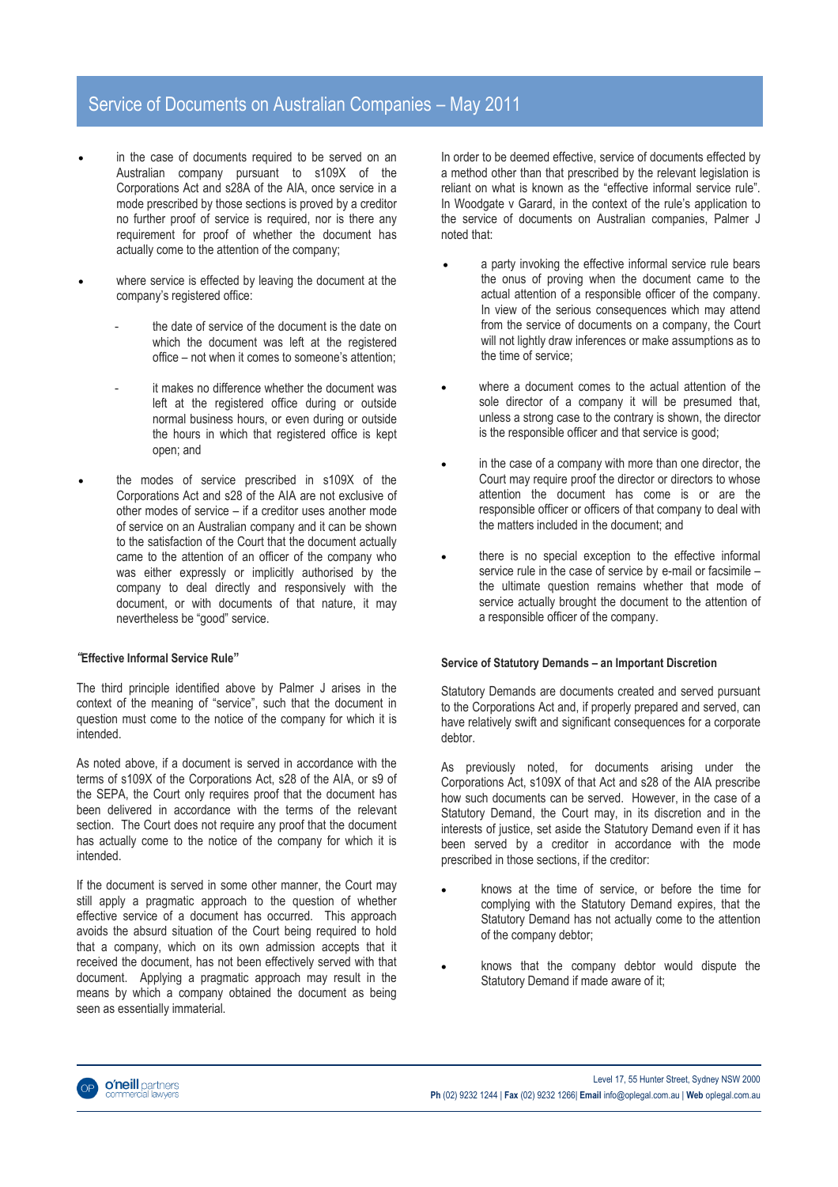- in the case of documents required to be served on an Australian company pursuant to s109X of the Corporations Act and s28A of the AIA, once service in a mode prescribed by those sections is proved by a creditor no further proof of service is required, nor is there any requirement for proof of whether the document has actually come to the attention of the company;
- where service is effected by leaving the document at the company's registered office:
  - the date of service of the document is the date on which the document was left at the registered office – not when it comes to someone's attention;
  - it makes no difference whether the document was left at the registered office during or outside normal business hours, or even during or outside the hours in which that registered office is kept open; and
- the modes of service prescribed in s109X of the Corporations Act and s28 of the AIA are not exclusive of other modes of service – if a creditor uses another mode of service on an Australian company and it can be shown to the satisfaction of the Court that the document actually came to the attention of an officer of the company who was either expressly or implicitly authorised by the company to deal directly and responsively with the document, or with documents of that nature, it may nevertheless be "good" service.

#### "Effective Informal Service Rule"

The third principle identified above by Palmer J arises in the context of the meaning of "service", such that the document in question must come to the notice of the company for which it is intended.

As noted above, if a document is served in accordance with the terms of s109X of the Corporations Act, s28 of the AIA, or s9 of the SEPA, the Court only requires proof that the document has been delivered in accordance with the terms of the relevant section. The Court does not require any proof that the document has actually come to the notice of the company for which it is intended.

If the document is served in some other manner, the Court may still apply a pragmatic approach to the question of whether effective service of a document has occurred. This approach avoids the absurd situation of the Court being required to hold that a company, which on its own admission accepts that it received the document, has not been effectively served with that document. Applying a pragmatic approach may result in the means by which a company obtained the document as being seen as essentially immaterial.

In order to be deemed effective, service of documents effected by a method other than that prescribed by the relevant legislation is reliant on what is known as the "effective informal service rule". In Woodgate v Garard, in the context of the rule's application to the service of documents on Australian companies, Palmer J noted that:

- a party invoking the effective informal service rule bears the onus of proving when the document came to the actual attention of a responsible officer of the company. In view of the serious consequences which may attend from the service of documents on a company, the Court will not lightly draw inferences or make assumptions as to the time of service;
- where a document comes to the actual attention of the sole director of a company it will be presumed that, unless a strong case to the contrary is shown, the director is the responsible officer and that service is good;
- in the case of a company with more than one director, the Court may require proof the director or directors to whose attention the document has come is or are the responsible officer or officers of that company to deal with the matters included in the document; and
- there is no special exception to the effective informal service rule in the case of service by e-mail or facsimile – the ultimate question remains whether that mode of service actually brought the document to the attention of a responsible officer of the company.

#### Service of Statutory Demands – an Important Discretion

Statutory Demands are documents created and served pursuant to the Corporations Act and, if properly prepared and served, can have relatively swift and significant consequences for a corporate debtor.

As previously noted, for documents arising under the Corporations Act, s109X of that Act and s28 of the AIA prescribe how such documents can be served. However, in the case of a Statutory Demand, the Court may, in its discretion and in the interests of justice, set aside the Statutory Demand even if it has been served by a creditor in accordance with the mode prescribed in those sections, if the creditor:

- knows at the time of service, or before the time for complying with the Statutory Demand expires, that the Statutory Demand has not actually come to the attention of the company debtor;
- knows that the company debtor would dispute the Statutory Demand if made aware of it;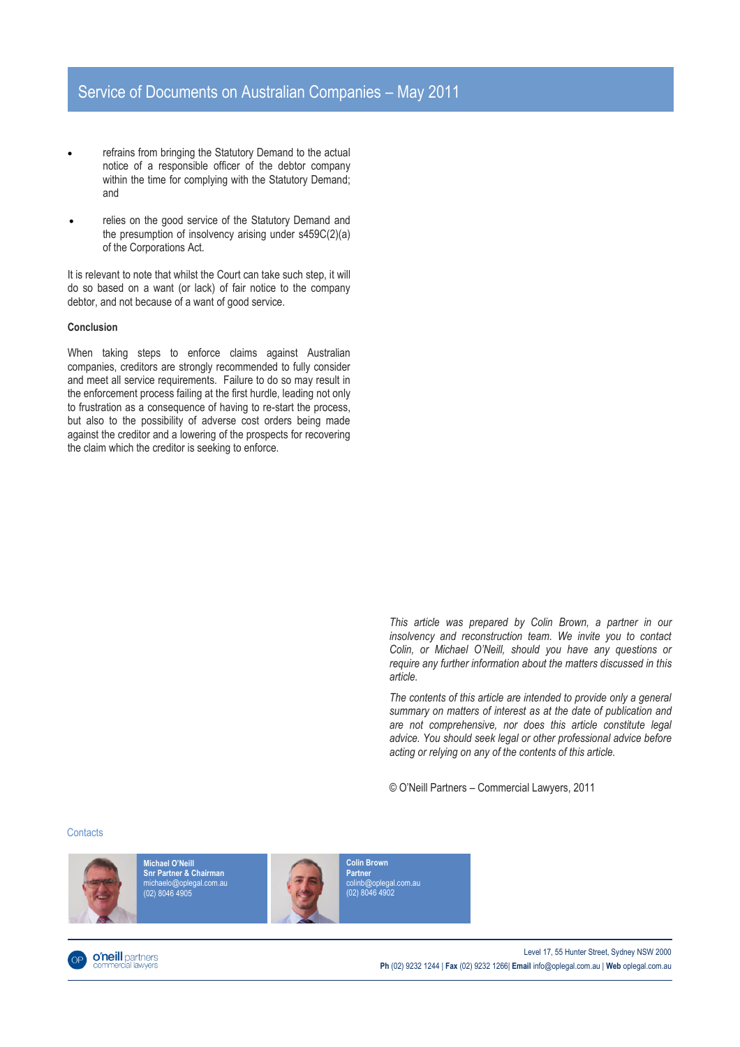- refrains from bringing the Statutory Demand to the actual notice of a responsible officer of the debtor company within the time for complying with the Statutory Demand; and
- relies on the good service of the Statutory Demand and the presumption of insolvency arising under s459C(2)(a) of the Corporations Act.

It is relevant to note that whilst the Court can take such step, it will do so based on a want (or lack) of fair notice to the company debtor, and not because of a want of good service.

**Conclusion**

When taking steps to enforce claims against Australian companies, creditors are strongly recommended to fully consider and meet all service requirements. Failure to do so may result in the enforcement process failing at the first hurdle, leading not only to frustration as a consequence of having to re-start the process, but also to the possibility of adverse cost orders being made against the creditor and a lowering of the prospects for recovering the claim which the creditor is seeking to enforce.

*This article was prepared by Colin Brown, a partner in our insolvency and reconstruction team. We invite you to contact Colin, or Michael O'Neill, should you have any questions or require any further information about the matters discussed in this article.*

*The contents of this article are intended to provide only a general summary on matters of interest as at the date of publication and are not comprehensive, nor does this article constitute legal advice. You should seek legal or other professional advice before acting or relying on any of the contents of this article.*

© O'Neill Partners – Commercial Lawyers, 2011

Contacts

**Michael O'Neill**
**Snr Partner & Chairman**
michaelo@oplegal.com.au
(02) 8046 4905

**Colin Brown**
**Partner**
colinb@oplegal.com.au
(02) 8046 4902

o'neill partners commercial lawyers

Level 17, 55 Hunter Street, Sydney NSW 2000
**Ph** (02) 9232 1244 | **Fax** (02) 9232 1266| **Email** info@oplegal.com.au | **Web** oplegal.com.au